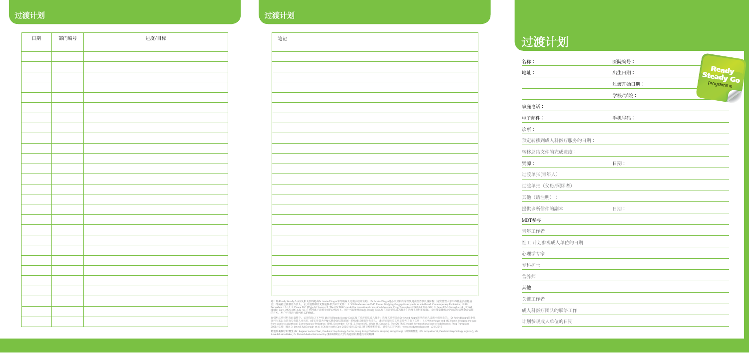# 过渡计划

| 日期 | 部门编号 | 进度/目标 |
| --- | --- | --- |
| | | |
| | | |
| | | |
| | | |
| | | |
| | | |
| | | |
| | | |
| | | |
| | | |
| | | |
| | | |
| | | |
| | | |
| | | |
| | | |
| | | |
| | | |
| | | |
| | | |
| | | |
| | | |
| | | |
| | | |
| | | |
| | | |
| | | |

# 过渡计划

| 笔记 |
| --- |
| |
| |
| |
| |
| |
| |
| |
| |
| |
| |
| |
| |
| |
| |
| |
| |
| |
| |
| |
| |
| |
| |
| |
| |
| |

此计划Ready Steady Go由英格兰南安普敦的Dr Arvind Nagra领导的南安普敦儿童医院过渡小组开发。Dr Arvind Nagra是小儿肾科专家以及南安普敦儿童医院（南安普敦大学NHS基金会信托基金）的青少年过渡服务负责人。此计划依据本文件是参考了如下文件：1. S Whitehouse and MC Paone. Bridging the gap from youth to adulthood. Contemporary Pediatrics; 1998, December. 13-16. 2. Paone MC, Wigle M, Sawyer E. The ON TRAC model for transitional care of adolescents. Prog Transplant 2006;16:291-302. 3. Janet E McDonagh et al. J Child Health Care 2006;10(1):22-42.

在引用此类材料前请联系我们。此计划Ready Steady Go由南安普敦的Dr Arvind Nagra开发。Whitehouse and MC Paone. Bridging the gap from youth to adulthood. Contemporary Pediatrics, 1998, December. 13-16. 2. Paone MC, Wigle M, Sawyer E. The ON TRAC model for transitional care of adolescents. Prog Transplant 2006;16:291-302. 3. Janet E McDonagh et al. J Child Health Care 2006;10(1):22-42. 请了解更多资讯，请登入以下网站：www.readysteadygo.net v2.0 2015

特别鸣谢陈宇朗医生 (Dr. Eugene Yu-hin Chan, Paediatric Nephrology Centre, Hong Kong Children's Hospital, Hong Kong)、薛绮琪医生 (Dr Jacqueline Sit, Paediatric Nephrology registrar), Ms Junaidah Abu Bakar, Dr Mahesh babu Ramamurthy (新加坡国立大学) 协助翻译中文版本

# 过渡计划

Ready Steady Go programme

名称：

医院编号：

地址：

出生日期：

过渡开始日期：

学校/学院：

家庭电话：

电子邮件：

手机号码：

诊断：

预定转移到成人科医疗服务的日期：

转移总结文件的完成进度：

资源：

日期：

过渡单张(青年人)

过渡单张（父母/照顾者）

其他（请注明）：

提供诊所信件的副本

日期：

MDT参与

青年工作者

社工 计划参观成人单位的日期

心理学专家

专科护士

营养师

其他

关键工作者

成人科医疗团队的联络工作

计划参观成人单位的日期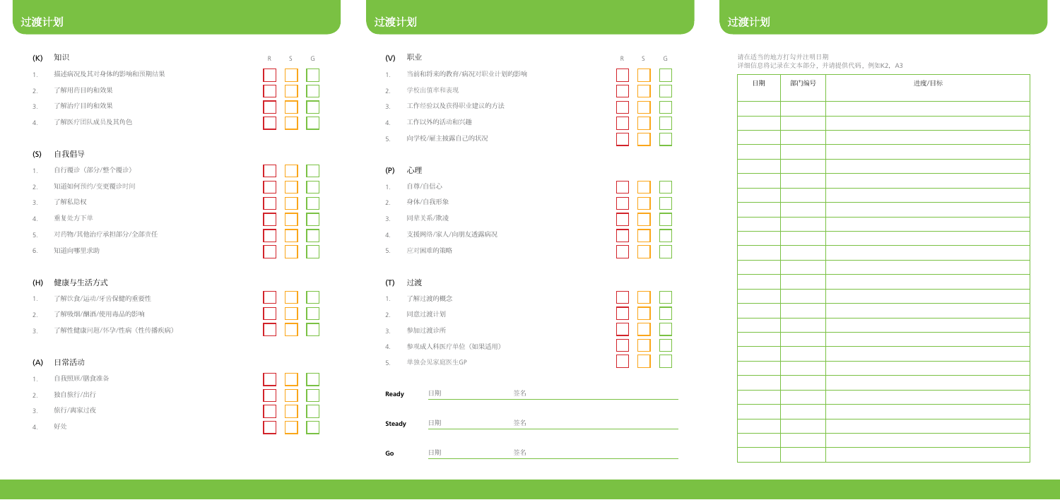# 过渡计划

| | | R | S | G |
|---|---|---|---|---|
| **(K)** | **知识** | | | |
| 1. | 描述病况及其对身体的影响和预期结果 | ☐ | ☐ | ☐ |
| 2. | 了解用药目的和效果 | ☐ | ☐ | ☐ |
| 3. | 了解治疗目的和效果 | ☐ | ☐ | ☐ |
| 4. | 了解医疗团队成员及其角色 | ☐ | ☐ | ☐ |
| **(S)** | **自我倡导** | | | |
| 1. | 自行覆诊（部分/整个覆诊） | ☐ | ☐ | ☐ |
| 2. | 知道如何预约/变更覆诊时间 | ☐ | ☐ | ☐ |
| 3. | 了解私隐权 | ☐ | ☐ | ☐ |
| 4. | 重复处方下单 | ☐ | ☐ | ☐ |
| 5. | 对药物/其他治疗承担部分/全部责任 | ☐ | ☐ | ☐ |
| 6. | 知道向哪里求助 | ☐ | ☐ | ☐ |
| **(H)** | **健康与生活方式** | | | |
| 1. | 了解饮食/运动/牙齿保健的重要性 | ☐ | ☐ | ☐ |
| 2. | 了解吸烟/酗酒/使用毒品的影响 | ☐ | ☐ | ☐ |
| 3. | 了解性健康问题/怀孕/性病（性传播疾病） | ☐ | ☐ | ☐ |
| **(A)** | **日常活动** | | | |
| 1. | 自我照顾/膳食准备 | ☐ | ☐ | ☐ |
| 2. | 独自旅行/出行 | ☐ | ☐ | ☐ |
| 3. | 旅行/离家过夜 | ☐ | ☐ | ☐ |
| 4. | 好处 | ☐ | ☐ | ☐ |

# 过渡计划

| | | R | S | G |
|---|---|---|---|---|
| **(V)** | **职业** | | | |
| 1. | 当前和将来的教育/病况对职业计划的影响 | ☐ | ☐ | ☐ |
| 2. | 学校出勤率和表现 | ☐ | ☐ | ☐ |
| 3. | 工作经验以及获得职业建议的方法 | ☐ | ☐ | ☐ |
| 4. | 工作以外的活动和兴趣 | ☐ | ☐ | ☐ |
| 5. | 向学校/雇主披露自己的状况 | ☐ | ☐ | ☐ |
| **(P)** | **心理** | | | |
| 1. | 自尊/自信心 | ☐ | ☐ | ☐ |
| 2. | 身体/自我形象 | ☐ | ☐ | ☐ |
| 3. | 同辈关系/欺凌 | ☐ | ☐ | ☐ |
| 4. | 支援网络/家人/向朋友透露病况 | ☐ | ☐ | ☐ |
| 5. | 应对困难的策略 | ☐ | ☐ | ☐ |
| **(T)** | **过渡** | | | |
| 1. | 了解过渡的概念 | ☐ | ☐ | ☐ |
| 2. | 同意过渡计划 | ☐ | ☐ | ☐ |
| 3. | 参加过渡诊所 | ☐ | ☐ | ☐ |
| 4. | 参观成人科医疗单位（如果适用） | ☐ | ☐ | ☐ |
| 5. | 单独会见家庭医生GP | ☐ | ☐ | ☐ |

**Ready** 日期 ________ 签名 ________

**Steady** 日期 ________ 签名 ________

**Go** 日期 ________ 签名 ________

# 过渡计划

请在适当的地方打勾并注明日期
详细信息将记录在文本部分，并请提供代码，例如K2，A3

| 日期 | 部门编号 | 进度/目标 |
|---|---|---|
| | | |
| | | |
| | | |
| | | |
| | | |
| | | |
| | | |
| | | |
| | | |
| | | |
| | | |
| | | |
| | | |
| | | |
| | | |
| | | |
| | | |
| | | |
| | | |
| | | |
| | | |
| | | |
| | | |
| | | |
| | | |